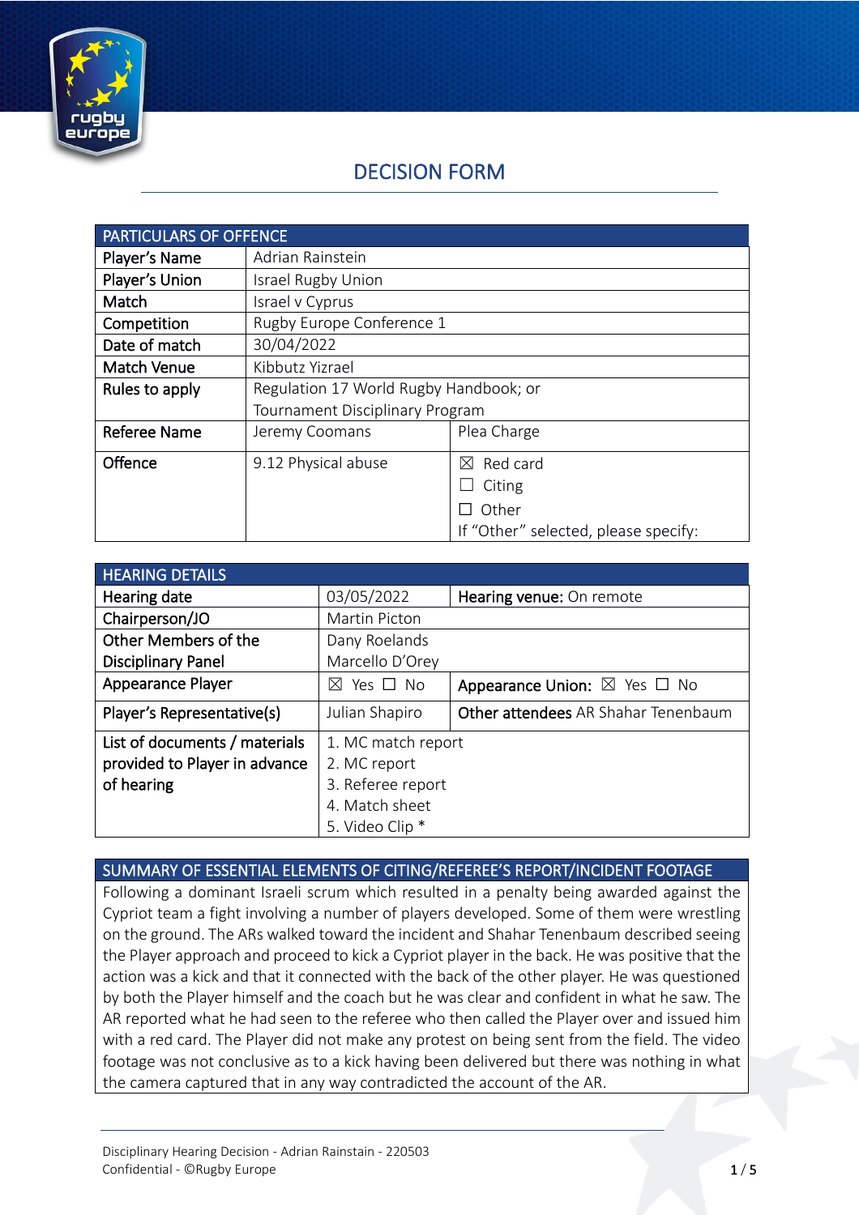# DECISION FORM

| PARTICULARS OF OFFENCE | | |
|---|---|---|
| Player's Name | Adrian Rainstein | |
| Player's Union | Israel Rugby Union | |
| Match | Israel v Cyprus | |
| Competition | Rugby Europe Conference 1 | |
| Date of match | 30/04/2022 | |
| Match Venue | Kibbutz Yizrael | |
| Rules to apply | Regulation 17 World Rugby Handbook; or Tournament Disciplinary Program | |
| Referee Name | Jeremy Coomans | Plea Charge |
| Offence | 9.12 Physical abuse | ☒ Red card<br>☐ Citing<br>☐ Other<br>If "Other" selected, please specify: |

| HEARING DETAILS | | |
|---|---|---|
| Hearing date | 03/05/2022 | Hearing venue: On remote |
| Chairperson/JO | Martin Picton | |
| Other Members of the Disciplinary Panel | Dany Roelands<br>Marcello D'Orey | |
| Appearance Player | ☒ Yes ☐ No | Appearance Union: ☒ Yes ☐ No |
| Player's Representative(s) | Julian Shapiro | Other attendees AR Shahar Tenenbaum |
| List of documents / materials provided to Player in advance of hearing | 1. MC match report<br>2. MC report<br>3. Referee report<br>4. Match sheet<br>5. Video Clip * | |

| SUMMARY OF ESSENTIAL ELEMENTS OF CITING/REFEREE'S REPORT/INCIDENT FOOTAGE |
|---|
| Following a dominant Israeli scrum which resulted in a penalty being awarded against the Cypriot team a fight involving a number of players developed. Some of them were wrestling on the ground. The ARs walked toward the incident and Shahar Tenenbaum described seeing the Player approach and proceed to kick a Cypriot player in the back. He was positive that the action was a kick and that it connected with the back of the other player. He was questioned by both the Player himself and the coach but he was clear and confident in what he saw. The AR reported what he had seen to the referee who then called the Player over and issued him with a red card. The Player did not make any protest on being sent from the field. The video footage was not conclusive as to a kick having been delivered but there was nothing in what the camera captured that in any way contradicted the account of the AR. |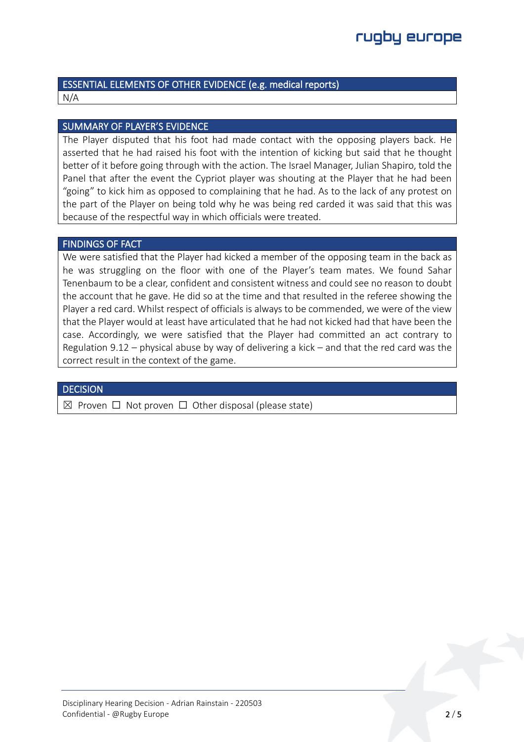## ESSENTIAL ELEMENTS OF OTHER EVIDENCE (e.g. medical reports)

N/A

## SUMMARY OF PLAYER'S EVIDENCE

The Player disputed that his foot had made contact with the opposing players back. He asserted that he had raised his foot with the intention of kicking but said that he thought better of it before going through with the action. The Israel Manager, Julian Shapiro, told the Panel that after the event the Cypriot player was shouting at the Player that he had been "going" to kick him as opposed to complaining that he had. As to the lack of any protest on the part of the Player on being told why he was being red carded it was said that this was because of the respectful way in which officials were treated.

## FINDINGS OF FACT

We were satisfied that the Player had kicked a member of the opposing team in the back as he was struggling on the floor with one of the Player's team mates. We found Sahar Tenenbaum to be a clear, confident and consistent witness and could see no reason to doubt the account that he gave. He did so at the time and that resulted in the referee showing the Player a red card. Whilst respect of officials is always to be commended, we were of the view that the Player would at least have articulated that he had not kicked had that have been the case. Accordingly, we were satisfied that the Player had committed an act contrary to Regulation 9.12 – physical abuse by way of delivering a kick – and that the red card was the correct result in the context of the game.

## DECISION

☒ Proven ☐ Not proven ☐ Other disposal (please state)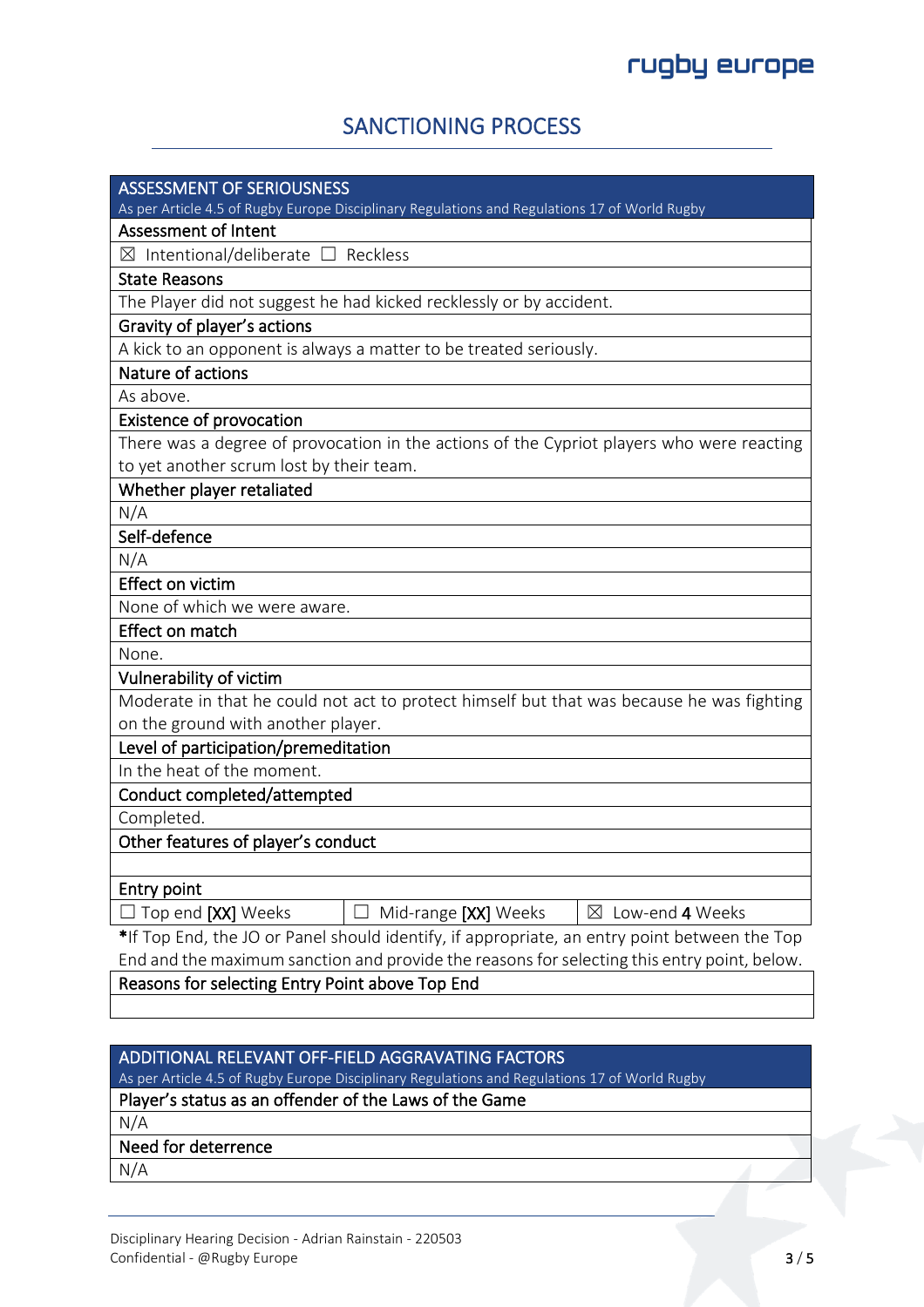# SANCTIONING PROCESS

| ASSESSMENT OF SERIOUSNESS<br>As per Article 4.5 of Rugby Europe Disciplinary Regulations and Regulations 17 of World Rugby | | |
|---|---|---|
| **Assessment of Intent** | | |
| ☒ Intentional/deliberate ☐ Reckless | | |
| **State Reasons** | | |
| The Player did not suggest he had kicked recklessly or by accident. | | |
| **Gravity of player's actions** | | |
| A kick to an opponent is always a matter to be treated seriously. | | |
| **Nature of actions** | | |
| As above. | | |
| **Existence of provocation** | | |
| There was a degree of provocation in the actions of the Cypriot players who were reacting to yet another scrum lost by their team. | | |
| **Whether player retaliated** | | |
| N/A | | |
| **Self-defence** | | |
| N/A | | |
| **Effect on victim** | | |
| None of which we were aware. | | |
| **Effect on match** | | |
| None. | | |
| **Vulnerability of victim** | | |
| Moderate in that he could not act to protect himself but that was because he was fighting on the ground with another player. | | |
| **Level of participation/premeditation** | | |
| In the heat of the moment. | | |
| **Conduct completed/attempted** | | |
| Completed. | | |
| **Other features of player's conduct** | | |
| | | |
| **Entry point** | | |
| ☐ Top end [XX] Weeks | ☐ Mid-range [XX] Weeks | ☒ Low-end **4** Weeks |
| ***If Top End, the JO or Panel should identify, if appropriate, an entry point between the Top End and the maximum sanction and provide the reasons for selecting this entry point, below.** | | |
| **Reasons for selecting Entry Point above Top End** | | |
| | | |

| ADDITIONAL RELEVANT OFF-FIELD AGGRAVATING FACTORS<br>As per Article 4.5 of Rugby Europe Disciplinary Regulations and Regulations 17 of World Rugby |
|---|
| **Player's status as an offender of the Laws of the Game** |
| N/A |
| **Need for deterrence** |
| N/A |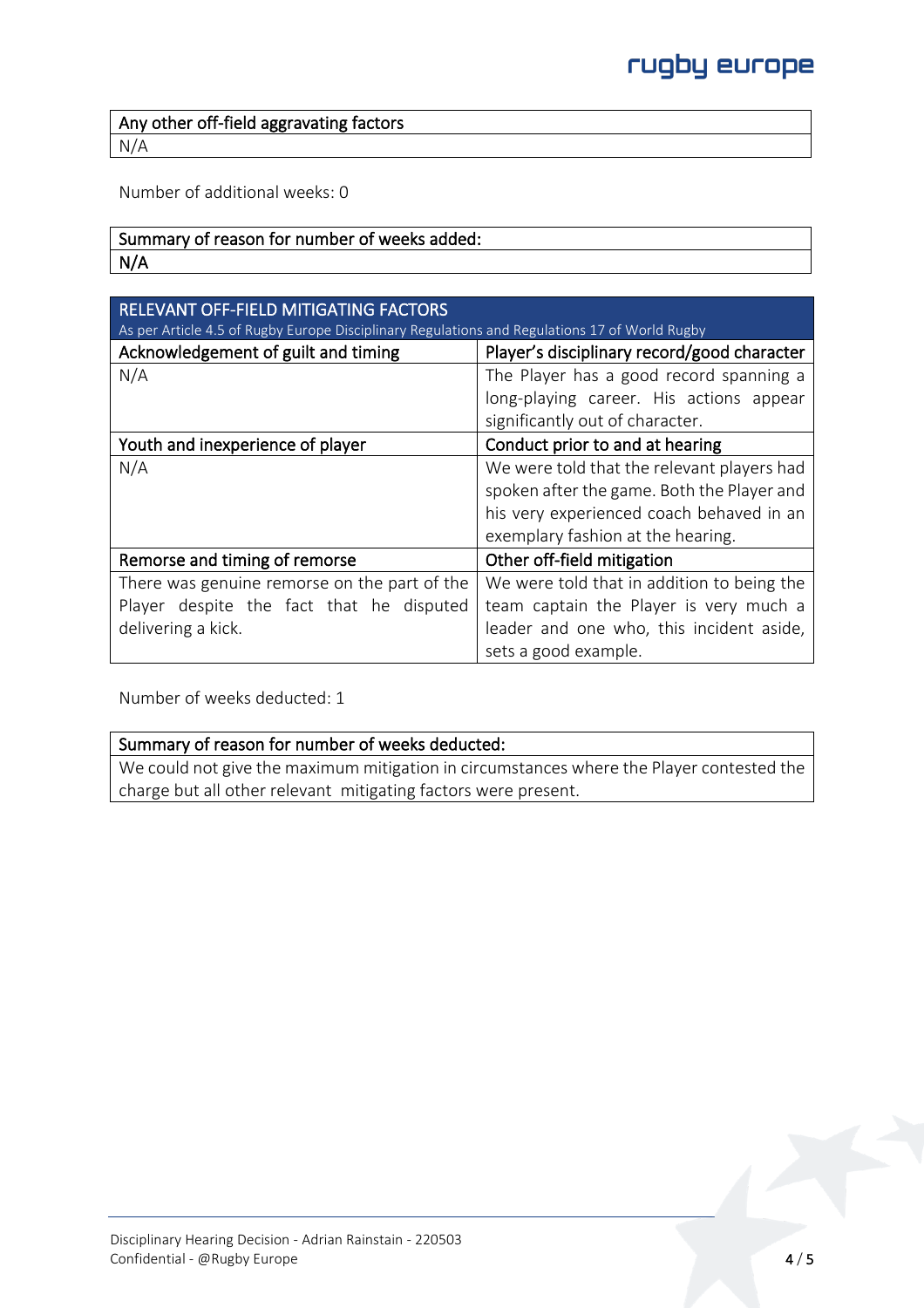| Any other off-field aggravating factors |
|---|
| N/A |

Number of additional weeks: 0

| Summary of reason for number of weeks added: |
|---|
| N/A |

| RELEVANT OFF-FIELD MITIGATING FACTORS<br>As per Article 4.5 of Rugby Europe Disciplinary Regulations and Regulations 17 of World Rugby | |
|---|---|
| **Acknowledgement of guilt and timing** | **Player's disciplinary record/good character** |
| N/A | The Player has a good record spanning a long-playing career. His actions appear significantly out of character. |
| **Youth and inexperience of player** | **Conduct prior to and at hearing** |
| N/A | We were told that the relevant players had spoken after the game. Both the Player and his very experienced coach behaved in an exemplary fashion at the hearing. |
| **Remorse and timing of remorse** | **Other off-field mitigation** |
| There was genuine remorse on the part of the Player despite the fact that he disputed delivering a kick. | We were told that in addition to being the team captain the Player is very much a leader and one who, this incident aside, sets a good example. |

Number of weeks deducted: 1

| Summary of reason for number of weeks deducted: |
|---|
| We could not give the maximum mitigation in circumstances where the Player contested the charge but all other relevant mitigating factors were present. |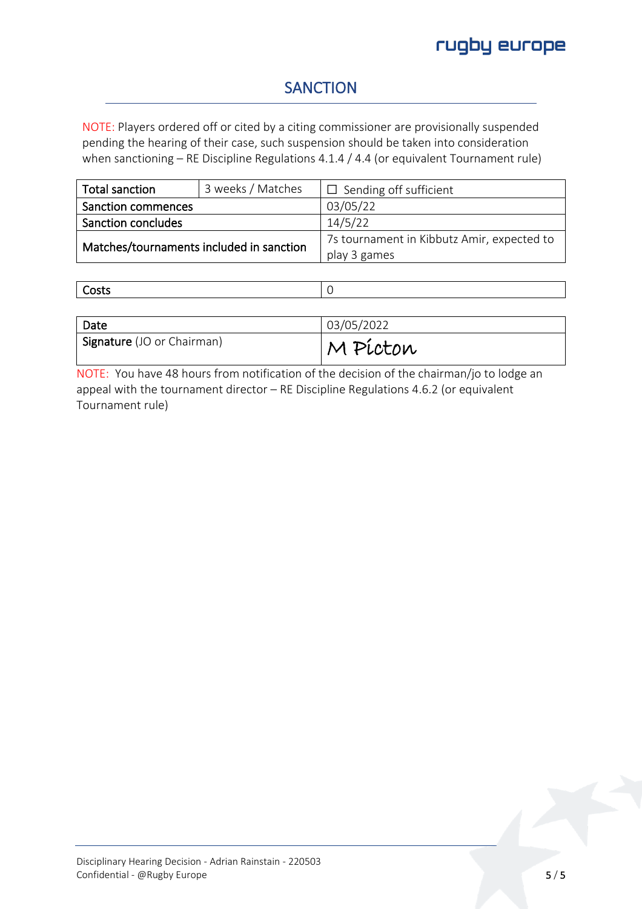## SANCTION

NOTE: Players ordered off or cited by a citing commissioner are provisionally suspended pending the hearing of their case, such suspension should be taken into consideration when sanctioning – RE Discipline Regulations 4.1.4 / 4.4 (or equivalent Tournament rule)

| | | |
|---|---|---|
| Total sanction | 3 weeks / Matches | ☐ Sending off sufficient |
| Sanction commences | | 03/05/22 |
| Sanction concludes | | 14/5/22 |
| Matches/tournaments included in sanction | | 7s tournament in Kibbutz Amir, expected to play 3 games |

| | |
|---|---|
| Costs | 0 |

| | |
|---|---|
| Date | 03/05/2022 |
| **Signature** (JO or Chairman) | M Picton |

NOTE: You have 48 hours from notification of the decision of the chairman/jo to lodge an appeal with the tournament director – RE Discipline Regulations 4.6.2 (or equivalent Tournament rule)